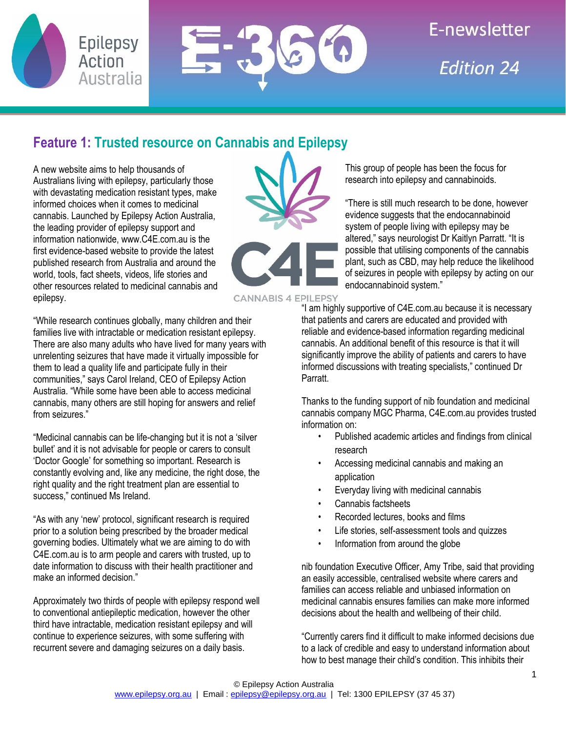Epilepsy Action Australia

# E-360 E-newsletter *Edition 24*

## Feature 1: Trusted resource on Cannabis and Epilepsy

A new website aims to help thousands of Australians living with epilepsy, particularly those with devastating medication resistant types, make informed choices when it comes to medicinal cannabis. Launched by Epilepsy Action Australia, the leading provider of epilepsy support and information nationwide, www.C4E.com.au is the first evidence-based website to provide the latest published research from Australia and around the world, tools, fact sheets, videos, life stories and other resources related to medicinal cannabis and epilepsy.

"While research continues globally, many children and their families live with intractable or medication resistant epilepsy. There are also many adults who have lived for many years with unrelenting seizures that have made it virtually impossible for them to lead a quality life and participate fully in their communities," says Carol Ireland, CEO of Epilepsy Action Australia. "While some have been able to access medicinal cannabis, many others are still hoping for answers and relief from seizures."

"Medicinal cannabis can be life-changing but it is not a 'silver bullet' and it is not advisable for people or carers to consult 'Doctor Google' for something so important. Research is constantly evolving and, like any medicine, the right dose, the right quality and the right treatment plan are essential to success," continued Ms Ireland.

"As with any 'new' protocol, significant research is required prior to a solution being prescribed by the broader medical governing bodies. Ultimately what we are aiming to do with C4E.com.au is to arm people and carers with trusted, up to date information to discuss with their health practitioner and make an informed decision."

Approximately two thirds of people with epilepsy respond well to conventional antiepileptic medication, however the other third have intractable, medication resistant epilepsy and will continue to experience seizures, with some suffering with recurrent severe and damaging seizures on a daily basis.

C4E CANNABIS 4 EPILEPSY

This group of people has been the focus for research into epilepsy and cannabinoids.

"There is still much research to be done, however evidence suggests that the endocannabinoid system of people living with epilepsy may be altered," says neurologist Dr Kaitlyn Parratt. "It is possible that utilising components of the cannabis plant, such as CBD, may help reduce the likelihood of seizures in people with epilepsy by acting on our endocannabinoid system."

"I am highly supportive of C4E.com.au because it is necessary that patients and carers are educated and provided with reliable and evidence-based information regarding medicinal cannabis. An additional benefit of this resource is that it will significantly improve the ability of patients and carers to have informed discussions with treating specialists," continued Dr Parratt.

Thanks to the funding support of nib foundation and medicinal cannabis company MGC Pharma, C4E.com.au provides trusted information on:

- Published academic articles and findings from clinical research
- Accessing medicinal cannabis and making an application
- Everyday living with medicinal cannabis
- Cannabis factsheets
- Recorded lectures, books and films
- Life stories, self-assessment tools and quizzes
- Information from around the globe

nib foundation Executive Officer, Amy Tribe, said that providing an easily accessible, centralised website where carers and families can access reliable and unbiased information on medicinal cannabis ensures families can make more informed decisions about the health and wellbeing of their child.

"Currently carers find it difficult to make informed decisions due to a lack of credible and easy to understand information about how to best manage their child's condition. This inhibits their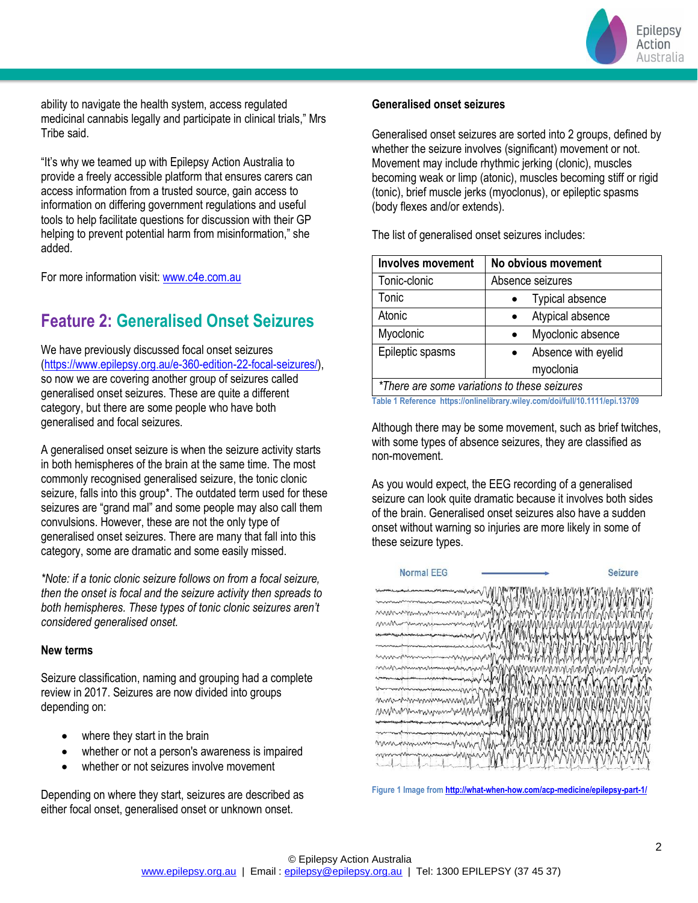ability to navigate the health system, access regulated medicinal cannabis legally and participate in clinical trials," Mrs Tribe said.

"It's why we teamed up with Epilepsy Action Australia to provide a freely accessible platform that ensures carers can access information from a trusted source, gain access to information on differing government regulations and useful tools to help facilitate questions for discussion with their GP helping to prevent potential harm from misinformation," she added.

For more information visit: [www.c4e.com.au](www.c4e.com.au)

## Feature 2: Generalised Onset Seizures

We have previously discussed focal onset seizures ([https://www.epilepsy.org.au/e-360-edition-22-focal-seizures/](https://www.epilepsy.org.au/e-360-edition-22-focal-seizures/)), so now we are covering another group of seizures called generalised onset seizures. These are quite a different category, but there are some people who have both generalised and focal seizures.

A generalised onset seizure is when the seizure activity starts in both hemispheres of the brain at the same time. The most commonly recognised generalised seizure, the tonic clonic seizure, falls into this group*. The outdated term used for these seizures are "grand mal" and some people may also call them convulsions. However, these are not the only type of generalised onset seizures. There are many that fall into this category, some are dramatic and some easily missed.

*\*Note: if a tonic clonic seizure follows on from a focal seizure, then the onset is focal and the seizure activity then spreads to both hemispheres. These types of tonic clonic seizures aren't considered generalised onset.*

### New terms

Seizure classification, naming and grouping had a complete review in 2017. Seizures are now divided into groups depending on:

- where they start in the brain
- whether or not a person's awareness is impaired
- whether or not seizures involve movement

Depending on where they start, seizures are described as either focal onset, generalised onset or unknown onset.

### Generalised onset seizures

Generalised onset seizures are sorted into 2 groups, defined by whether the seizure involves (significant) movement or not. Movement may include rhythmic jerking (clonic), muscles becoming weak or limp (atonic), muscles becoming stiff or rigid (tonic), brief muscle jerks (myoclonus), or epileptic spasms (body flexes and/or extends).

The list of generalised onset seizures includes:

| Involves movement | No obvious movement |
|---|---|
| Tonic-clonic | Absence seizures |
| Tonic | • Typical absence |
| Atonic | • Atypical absence |
| Myoclonic | • Myoclonic absence |
| Epileptic spasms | • Absence with eyelid myoclonia |
| *\*There are some variations to these seizures* | |

Table 1 Reference https://onlinelibrary.wiley.com/doi/full/10.1111/epi.13709

Although there may be some movement, such as brief twitches, with some types of absence seizures, they are classified as non-movement.

As you would expect, the EEG recording of a generalised seizure can look quite dramatic because it involves both sides of the brain. Generalised onset seizures also have a sudden onset without warning so injuries are more likely in some of these seizure types.

Figure 1 Image from [http://what-when-how.com/acp-medicine/epilepsy-part-1/](http://what-when-how.com/acp-medicine/epilepsy-part-1/)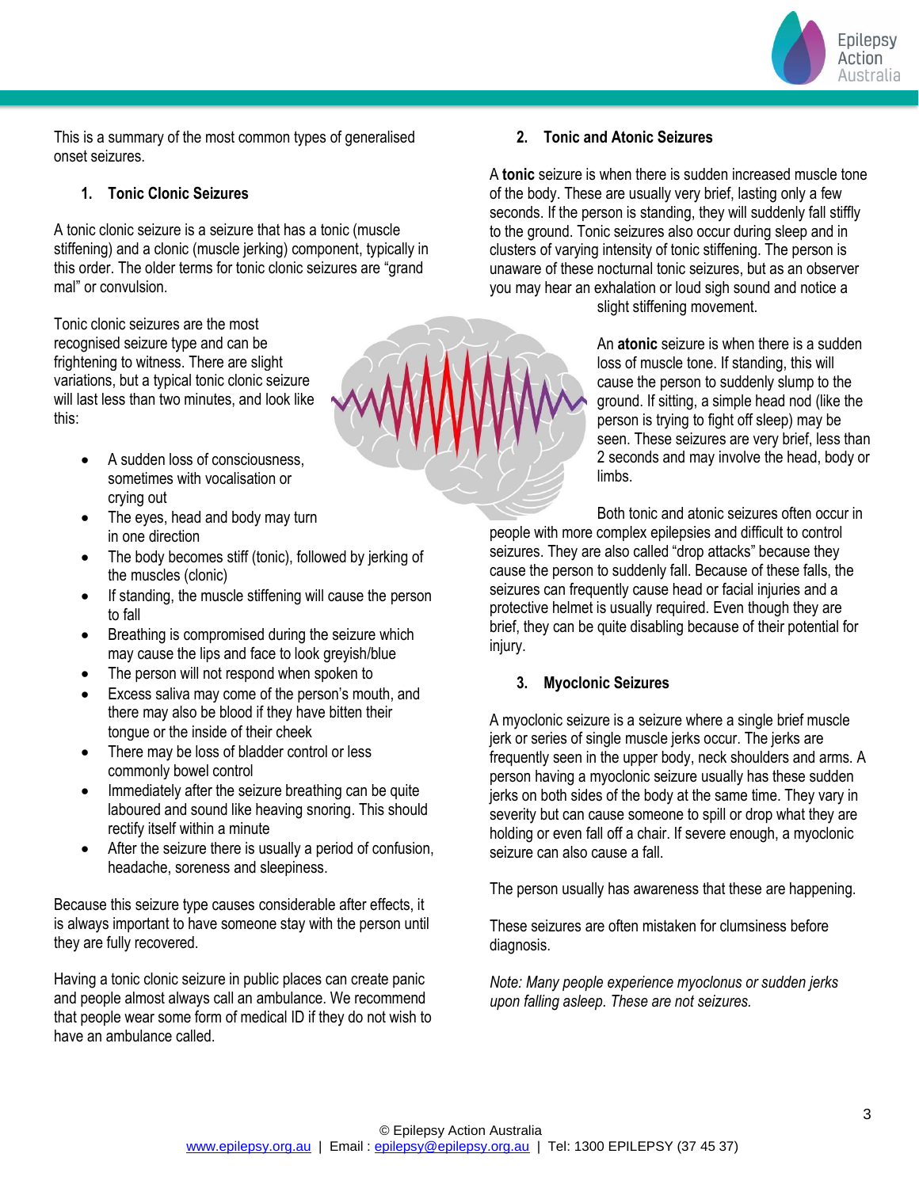This is a summary of the most common types of generalised onset seizures.

## 1. Tonic Clonic Seizures

A tonic clonic seizure is a seizure that has a tonic (muscle stiffening) and a clonic (muscle jerking) component, typically in this order. The older terms for tonic clonic seizures are "grand mal" or convulsion.

Tonic clonic seizures are the most recognised seizure type and can be frightening to witness. There are slight variations, but a typical tonic clonic seizure will last less than two minutes, and look like this:

- A sudden loss of consciousness, sometimes with vocalisation or crying out
- The eyes, head and body may turn in one direction
- The body becomes stiff (tonic), followed by jerking of the muscles (clonic)
- If standing, the muscle stiffening will cause the person to fall
- Breathing is compromised during the seizure which may cause the lips and face to look greyish/blue
- The person will not respond when spoken to
- Excess saliva may come of the person's mouth, and there may also be blood if they have bitten their tongue or the inside of their cheek
- There may be loss of bladder control or less commonly bowel control
- Immediately after the seizure breathing can be quite laboured and sound like heaving snoring. This should rectify itself within a minute
- After the seizure there is usually a period of confusion, headache, soreness and sleepiness.

Because this seizure type causes considerable after effects, it is always important to have someone stay with the person until they are fully recovered.

Having a tonic clonic seizure in public places can create panic and people almost always call an ambulance. We recommend that people wear some form of medical ID if they do not wish to have an ambulance called.

## 2. Tonic and Atonic Seizures

A **tonic** seizure is when there is sudden increased muscle tone of the body. These are usually very brief, lasting only a few seconds. If the person is standing, they will suddenly fall stiffly to the ground. Tonic seizures also occur during sleep and in clusters of varying intensity of tonic stiffening. The person is unaware of these nocturnal tonic seizures, but as an observer you may hear an exhalation or loud sigh sound and notice a slight stiffening movement.

An **atonic** seizure is when there is a sudden loss of muscle tone. If standing, this will cause the person to suddenly slump to the ground. If sitting, a simple head nod (like the person is trying to fight off sleep) may be seen. These seizures are very brief, less than 2 seconds and may involve the head, body or limbs.

Both tonic and atonic seizures often occur in people with more complex epilepsies and difficult to control seizures. They are also called "drop attacks" because they cause the person to suddenly fall. Because of these falls, the seizures can frequently cause head or facial injuries and a protective helmet is usually required. Even though they are brief, they can be quite disabling because of their potential for injury.

## 3. Myoclonic Seizures

A myoclonic seizure is a seizure where a single brief muscle jerk or series of single muscle jerks occur. The jerks are frequently seen in the upper body, neck shoulders and arms. A person having a myoclonic seizure usually has these sudden jerks on both sides of the body at the same time. They vary in severity but can cause someone to spill or drop what they are holding or even fall off a chair. If severe enough, a myoclonic seizure can also cause a fall.

The person usually has awareness that these are happening.

These seizures are often mistaken for clumsiness before diagnosis.

*Note: Many people experience myoclonus or sudden jerks upon falling asleep. These are not seizures.*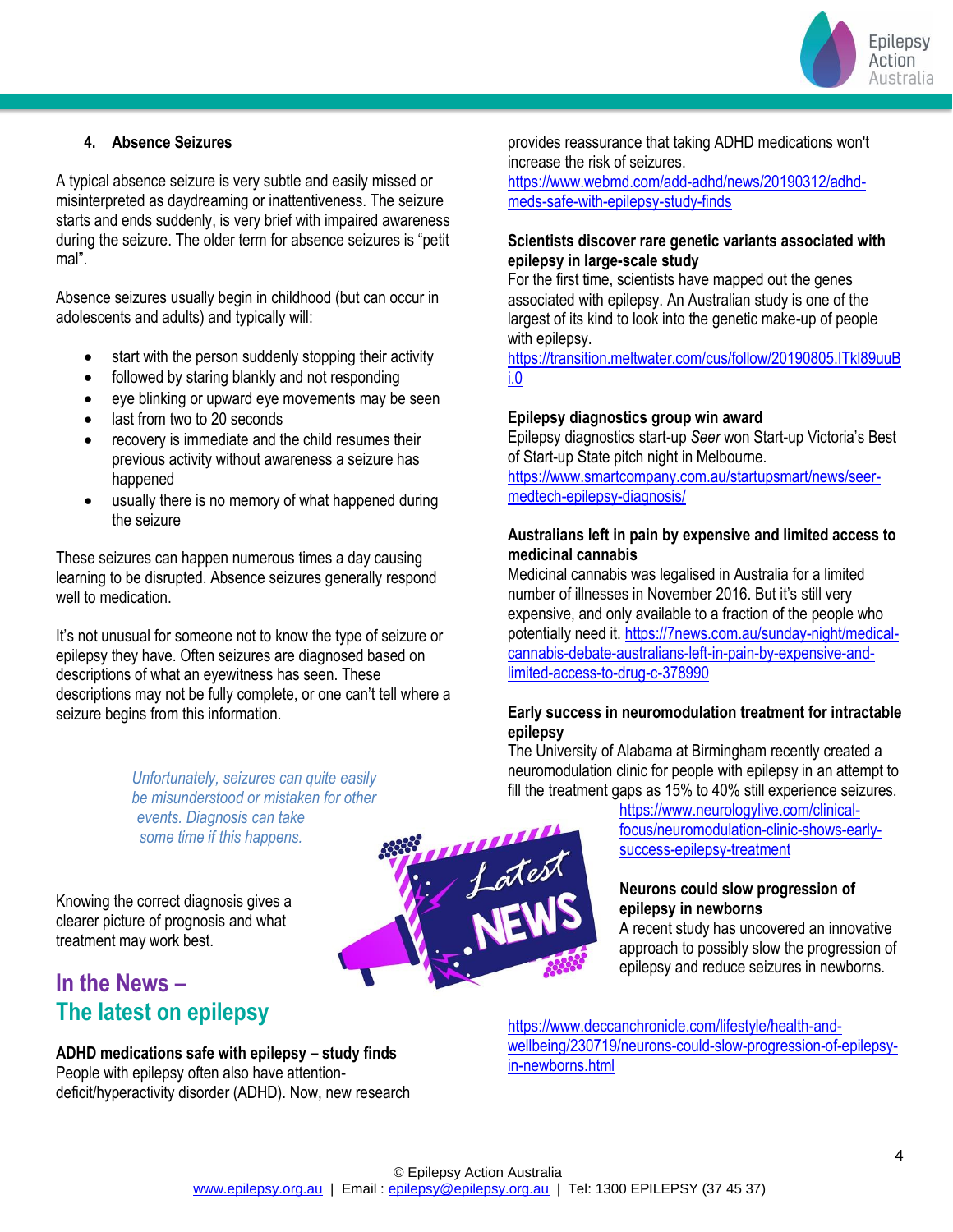#### 4. Absence Seizures

A typical absence seizure is very subtle and easily missed or misinterpreted as daydreaming or inattentiveness. The seizure starts and ends suddenly, is very brief with impaired awareness during the seizure. The older term for absence seizures is "petit mal".

Absence seizures usually begin in childhood (but can occur in adolescents and adults) and typically will:

- start with the person suddenly stopping their activity
- followed by staring blankly and not responding
- eye blinking or upward eye movements may be seen
- last from two to 20 seconds
- recovery is immediate and the child resumes their previous activity without awareness a seizure has happened
- usually there is no memory of what happened during the seizure

These seizures can happen numerous times a day causing learning to be disrupted. Absence seizures generally respond well to medication.

It's not unusual for someone not to know the type of seizure or epilepsy they have. Often seizures are diagnosed based on descriptions of what an eyewitness has seen. These descriptions may not be fully complete, or one can't tell where a seizure begins from this information.

> *Unfortunately, seizures can quite easily be misunderstood or mistaken for other events. Diagnosis can take some time if this happens.*

Knowing the correct diagnosis gives a clearer picture of prognosis and what treatment may work best.

## In the News – The latest on epilepsy

**ADHD medications safe with epilepsy – study finds**
People with epilepsy often also have attention-deficit/hyperactivity disorder (ADHD). Now, new research provides reassurance that taking ADHD medications won't increase the risk of seizures.
https://www.webmd.com/add-adhd/news/20190312/adhd-meds-safe-with-epilepsy-study-finds

**Scientists discover rare genetic variants associated with epilepsy in large-scale study**
For the first time, scientists have mapped out the genes associated with epilepsy. An Australian study is one of the largest of its kind to look into the genetic make-up of people with epilepsy.
https://transition.meltwater.com/cus/follow/20190805.ITkl89uuBi.0

**Epilepsy diagnostics group win award**
Epilepsy diagnostics start-up *Seer* won Start-up Victoria's Best of Start-up State pitch night in Melbourne.
https://www.smartcompany.com.au/startupsmart/news/seer-medtech-epilepsy-diagnosis/

**Australians left in pain by expensive and limited access to medicinal cannabis**
Medicinal cannabis was legalised in Australia for a limited number of illnesses in November 2016. But it's still very expensive, and only available to a fraction of the people who potentially need it. https://7news.com.au/sunday-night/medical-cannabis-debate-australians-left-in-pain-by-expensive-and-limited-access-to-drug-c-378990

**Early success in neuromodulation treatment for intractable epilepsy**
The University of Alabama at Birmingham recently created a neuromodulation clinic for people with epilepsy in an attempt to fill the treatment gaps as 15% to 40% still experience seizures.
https://www.neurologylive.com/clinical-focus/neuromodulation-clinic-shows-early-success-epilepsy-treatment

**Neurons could slow progression of epilepsy in newborns**
A recent study has uncovered an innovative approach to possibly slow the progression of epilepsy and reduce seizures in newborns.

https://www.deccanchronicle.com/lifestyle/health-and-wellbeing/230719/neurons-could-slow-progression-of-epilepsy-in-newborns.html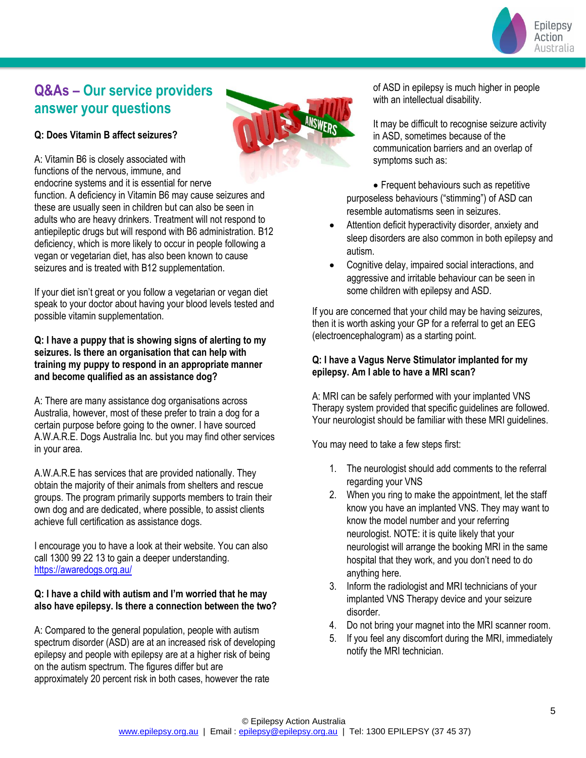## Q&As – Our service providers answer your questions

**Q: Does Vitamin B affect seizures?**

A: Vitamin B6 is closely associated with functions of the nervous, immune, and endocrine systems and it is essential for nerve function. A deficiency in Vitamin B6 may cause seizures and these are usually seen in children but can also be seen in adults who are heavy drinkers. Treatment will not respond to antiepileptic drugs but will respond with B6 administration. B12 deficiency, which is more likely to occur in people following a vegan or vegetarian diet, has also been known to cause seizures and is treated with B12 supplementation.

If your diet isn't great or you follow a vegetarian or vegan diet speak to your doctor about having your blood levels tested and possible vitamin supplementation.

**Q: I have a puppy that is showing signs of alerting to my seizures. Is there an organisation that can help with training my puppy to respond in an appropriate manner and become qualified as an assistance dog?**

A: There are many assistance dog organisations across Australia, however, most of these prefer to train a dog for a certain purpose before going to the owner. I have sourced A.W.A.R.E. Dogs Australia Inc. but you may find other services in your area.

A.W.A.R.E has services that are provided nationally. They obtain the majority of their animals from shelters and rescue groups. The program primarily supports members to train their own dog and are dedicated, where possible, to assist clients achieve full certification as assistance dogs.

I encourage you to have a look at their website. You can also call 1300 99 22 13 to gain a deeper understanding. https://awaredogs.org.au/

**Q: I have a child with autism and I'm worried that he may also have epilepsy. Is there a connection between the two?**

A: Compared to the general population, people with autism spectrum disorder (ASD) are at an increased risk of developing epilepsy and people with epilepsy are at a higher risk of being on the autism spectrum. The figures differ but are approximately 20 percent risk in both cases, however the rate of ASD in epilepsy is much higher in people with an intellectual disability.

It may be difficult to recognise seizure activity in ASD, sometimes because of the communication barriers and an overlap of symptoms such as:

- Frequent behaviours such as repetitive purposeless behaviours ("stimming") of ASD can resemble automatisms seen in seizures.
- Attention deficit hyperactivity disorder, anxiety and sleep disorders are also common in both epilepsy and autism.
- Cognitive delay, impaired social interactions, and aggressive and irritable behaviour can be seen in some children with epilepsy and ASD.

If you are concerned that your child may be having seizures, then it is worth asking your GP for a referral to get an EEG (electroencephalogram) as a starting point.

**Q: I have a Vagus Nerve Stimulator implanted for my epilepsy. Am I able to have a MRI scan?**

A: MRI can be safely performed with your implanted VNS Therapy system provided that specific guidelines are followed. Your neurologist should be familiar with these MRI guidelines.

You may need to take a few steps first:

1. The neurologist should add comments to the referral regarding your VNS
2. When you ring to make the appointment, let the staff know you have an implanted VNS. They may want to know the model number and your referring neurologist. NOTE: it is quite likely that your neurologist will arrange the booking MRI in the same hospital that they work, and you don't need to do anything here.
3. Inform the radiologist and MRI technicians of your implanted VNS Therapy device and your seizure disorder.
4. Do not bring your magnet into the MRI scanner room.
5. If you feel any discomfort during the MRI, immediately notify the MRI technician.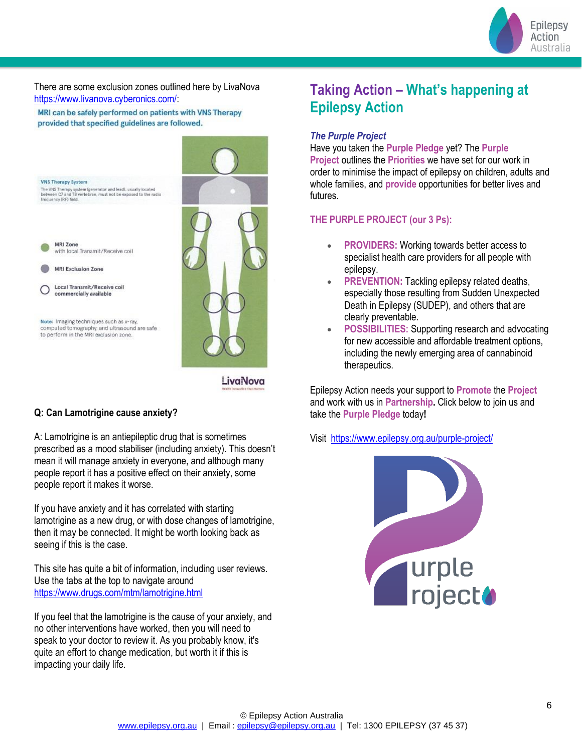There are some exclusion zones outlined here by LivaNova https://www.livanova.cyberonics.com/:

MRI can be safely performed on patients with VNS Therapy provided that specified guidelines are followed.

VNS Therapy System

The VNS Therapy system (generator and lead), usually located between C7 and T8 vertebrae, must not be exposed to the radio frequency (RF) field.

MRI Zone
with local Transmit/Receive coil

MRI Exclusion Zone

Local Transmit/Receive coil
commercially available

Note: Imaging techniques such as x-ray, computed tomography, and ultrasound are safe to perform in the MRI exclusion zone.

LivaNova

**Q: Can Lamotrigine cause anxiety?**

A: Lamotrigine is an antiepileptic drug that is sometimes prescribed as a mood stabiliser (including anxiety). This doesn't mean it will manage anxiety in everyone, and although many people report it has a positive effect on their anxiety, some people report it makes it worse.

If you have anxiety and it has correlated with starting lamotrigine as a new drug, or with dose changes of lamotrigine, then it may be connected. It might be worth looking back as seeing if this is the case.

This site has quite a bit of information, including user reviews. Use the tabs at the top to navigate around https://www.drugs.com/mtm/lamotrigine.html

If you feel that the lamotrigine is the cause of your anxiety, and no other interventions have worked, then you will need to speak to your doctor to review it. As you probably know, it's quite an effort to change medication, but worth it if this is impacting your daily life.

# Taking Action – What's happening at Epilepsy Action

***The Purple Project***

Have you taken the **Purple Pledge** yet? The **Purple Project** outlines the **Priorities** we have set for our work in order to minimise the impact of epilepsy on children, adults and whole families, and **provide** opportunities for better lives and futures.

**THE PURPLE PROJECT (our 3 Ps):**

- **PROVIDERS:** Working towards better access to specialist health care providers for all people with epilepsy.
- **PREVENTION:** Tackling epilepsy related deaths, especially those resulting from Sudden Unexpected Death in Epilepsy (SUDEP), and others that are clearly preventable.
- **POSSIBILITIES:** Supporting research and advocating for new accessible and affordable treatment options, including the newly emerging area of cannabinoid therapeutics.

Epilepsy Action needs your support to **Promote** the **Project** and work with us in **Partnership.** Click below to join us and take the **Purple Pledge** today**!**

Visit https://www.epilepsy.org.au/purple-project/

Purple project

© Epilepsy Action Australia
www.epilepsy.org.au | Email : epilepsy@epilepsy.org.au | Tel: 1300 EPILEPSY (37 45 37)